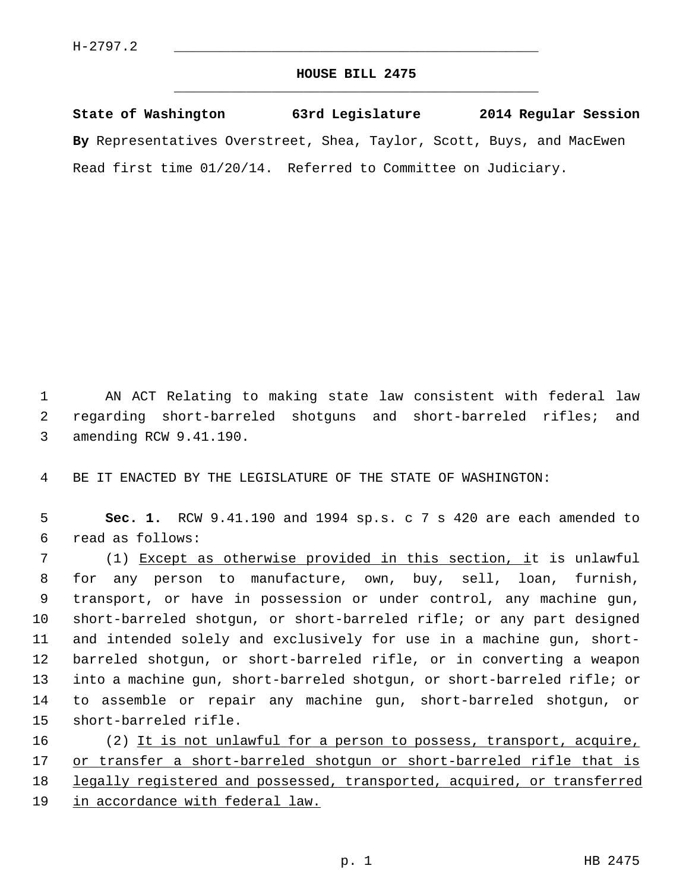H-2797.2

# HOUSE BILL 2475

**State of Washington 63rd Legislature 2014 Regular Session**

**By** Representatives Overstreet, Shea, Taylor, Scott, Buys, and MacEwen

Read first time 01/20/14. Referred to Committee on Judiciary.

AN ACT Relating to making state law consistent with federal law regarding short-barreled shotguns and short-barreled rifles; and amending RCW 9.41.190.

BE IT ENACTED BY THE LEGISLATURE OF THE STATE OF WASHINGTON:

**Sec. 1.** RCW 9.41.190 and 1994 sp.s. c 7 s 420 are each amended to read as follows:

(1) Except as otherwise provided in this section, it is unlawful for any person to manufacture, own, buy, sell, loan, furnish, transport, or have in possession or under control, any machine gun, short-barreled shotgun, or short-barreled rifle; or any part designed and intended solely and exclusively for use in a machine gun, short-barreled shotgun, or short-barreled rifle, or in converting a weapon into a machine gun, short-barreled shotgun, or short-barreled rifle; or to assemble or repair any machine gun, short-barreled shotgun, or short-barreled rifle.

(2) It is not unlawful for a person to possess, transport, acquire, or transfer a short-barreled shotgun or short-barreled rifle that is legally registered and possessed, transported, acquired, or transferred in accordance with federal law.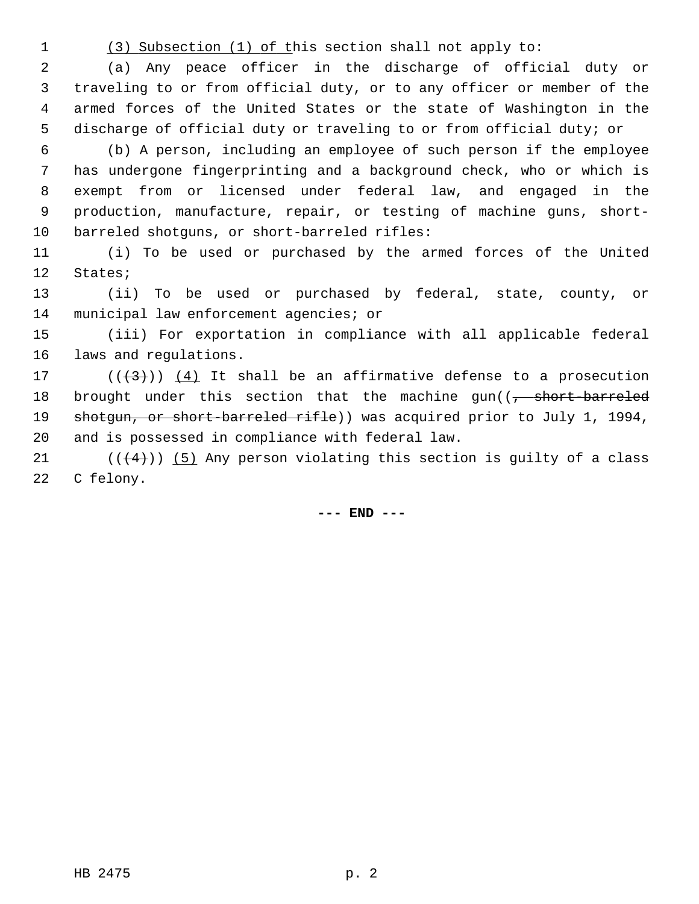(3) Subsection (1) of this section shall not apply to:

(a) Any peace officer in the discharge of official duty or traveling to or from official duty, or to any officer or member of the armed forces of the United States or the state of Washington in the discharge of official duty or traveling to or from official duty; or

(b) A person, including an employee of such person if the employee has undergone fingerprinting and a background check, who or which is exempt from or licensed under federal law, and engaged in the production, manufacture, repair, or testing of machine guns, short-barreled shotguns, or short-barreled rifles:

(i) To be used or purchased by the armed forces of the United States;

(ii) To be used or purchased by federal, state, county, or municipal law enforcement agencies; or

(iii) For exportation in compliance with all applicable federal laws and regulations.

((~~(3)~~)) (4) It shall be an affirmative defense to a prosecution brought under this section that the machine gun((~~, short-barreled shotgun, or short-barreled rifle~~)) was acquired prior to July 1, 1994, and is possessed in compliance with federal law.

((~~(4)~~)) (5) Any person violating this section is guilty of a class C felony.

**--- END ---**